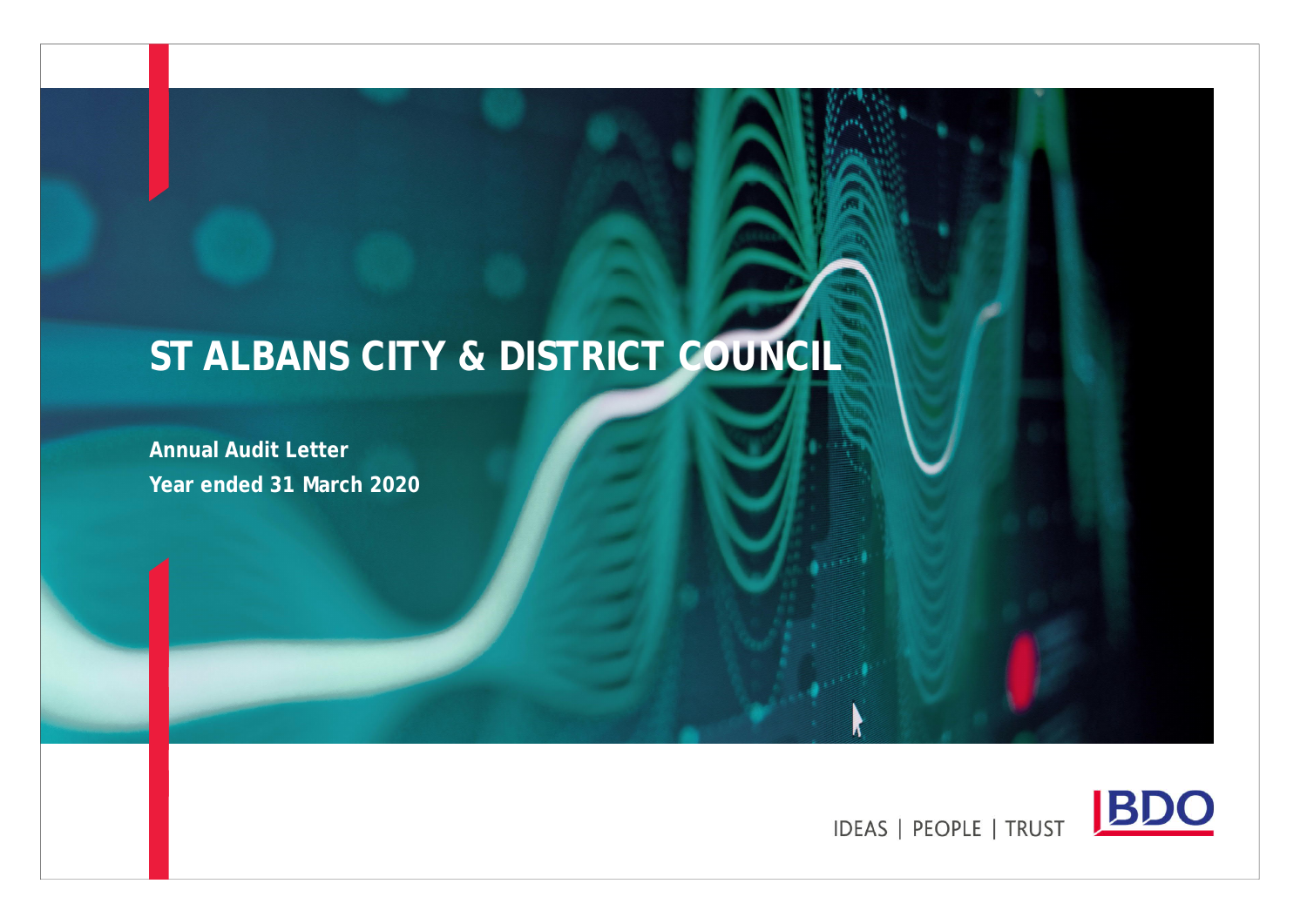# ST ALBANS CITY & DISTRICT COUNCIL

**Annual Audit Letter**

**Year ended 31 March 2020**

IDEAS | PEOPLE | TRUST

BDO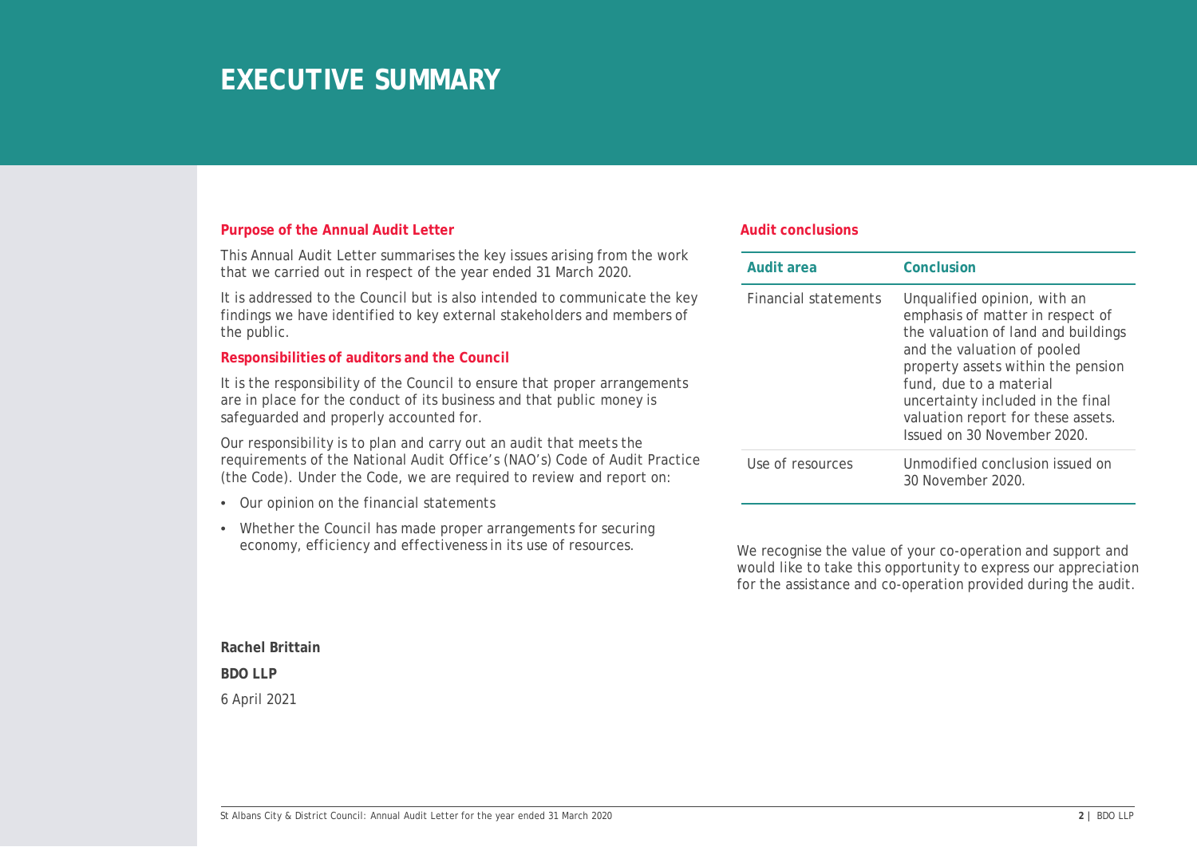# EXECUTIVE SUMMARY

### Purpose of the Annual Audit Letter

This Annual Audit Letter summarises the key issues arising from the work that we carried out in respect of the year ended 31 March 2020.

It is addressed to the Council but is also intended to communicate the key findings we have identified to key external stakeholders and members of the public.

### Responsibilities of auditors and the Council

It is the responsibility of the Council to ensure that proper arrangements are in place for the conduct of its business and that public money is safeguarded and properly accounted for.

Our responsibility is to plan and carry out an audit that meets the requirements of the National Audit Office's (NAO's) Code of Audit Practice (the Code). Under the Code, we are required to review and report on:

- Our opinion on the financial statements
- Whether the Council has made proper arrangements for securing economy, efficiency and effectiveness in its use of resources.

### Audit conclusions

| Audit area | Conclusion |
|---|---|
| Financial statements | Unqualified opinion, with an emphasis of matter in respect of the valuation of land and buildings and the valuation of pooled property assets within the pension fund, due to a material uncertainty included in the final valuation report for these assets. Issued on 30 November 2020. |
| Use of resources | Unmodified conclusion issued on 30 November 2020. |

We recognise the value of your co-operation and support and would like to take this opportunity to express our appreciation for the assistance and co-operation provided during the audit.

**Rachel Brittain**

**BDO LLP**

6 April 2021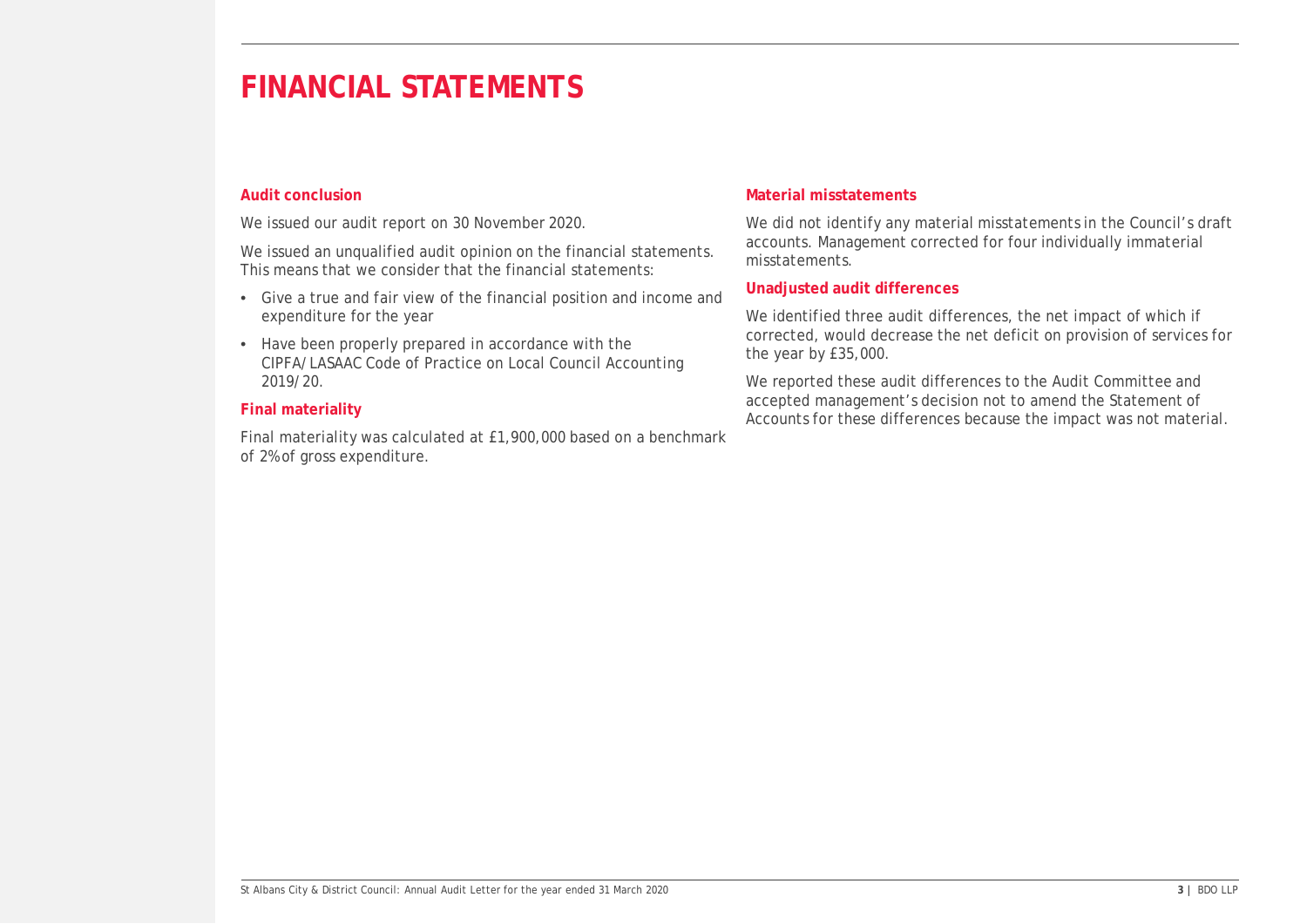# FINANCIAL STATEMENTS

### Audit conclusion

We issued our audit report on 30 November 2020.

We issued an unqualified audit opinion on the financial statements. This means that we consider that the financial statements:

- Give a true and fair view of the financial position and income and expenditure for the year
- Have been properly prepared in accordance with the CIPFA/LASAAC Code of Practice on Local Council Accounting 2019/20.

### Final materiality

Final materiality was calculated at £1,900,000 based on a benchmark of 2% of gross expenditure.

### Material misstatements

We did not identify any material misstatements in the Council's draft accounts. Management corrected for four individually immaterial misstatements.

### Unadjusted audit differences

We identified three audit differences, the net impact of which if corrected, would decrease the net deficit on provision of services for the year by £35,000.

We reported these audit differences to the Audit Committee and accepted management's decision not to amend the Statement of Accounts for these differences because the impact was not material.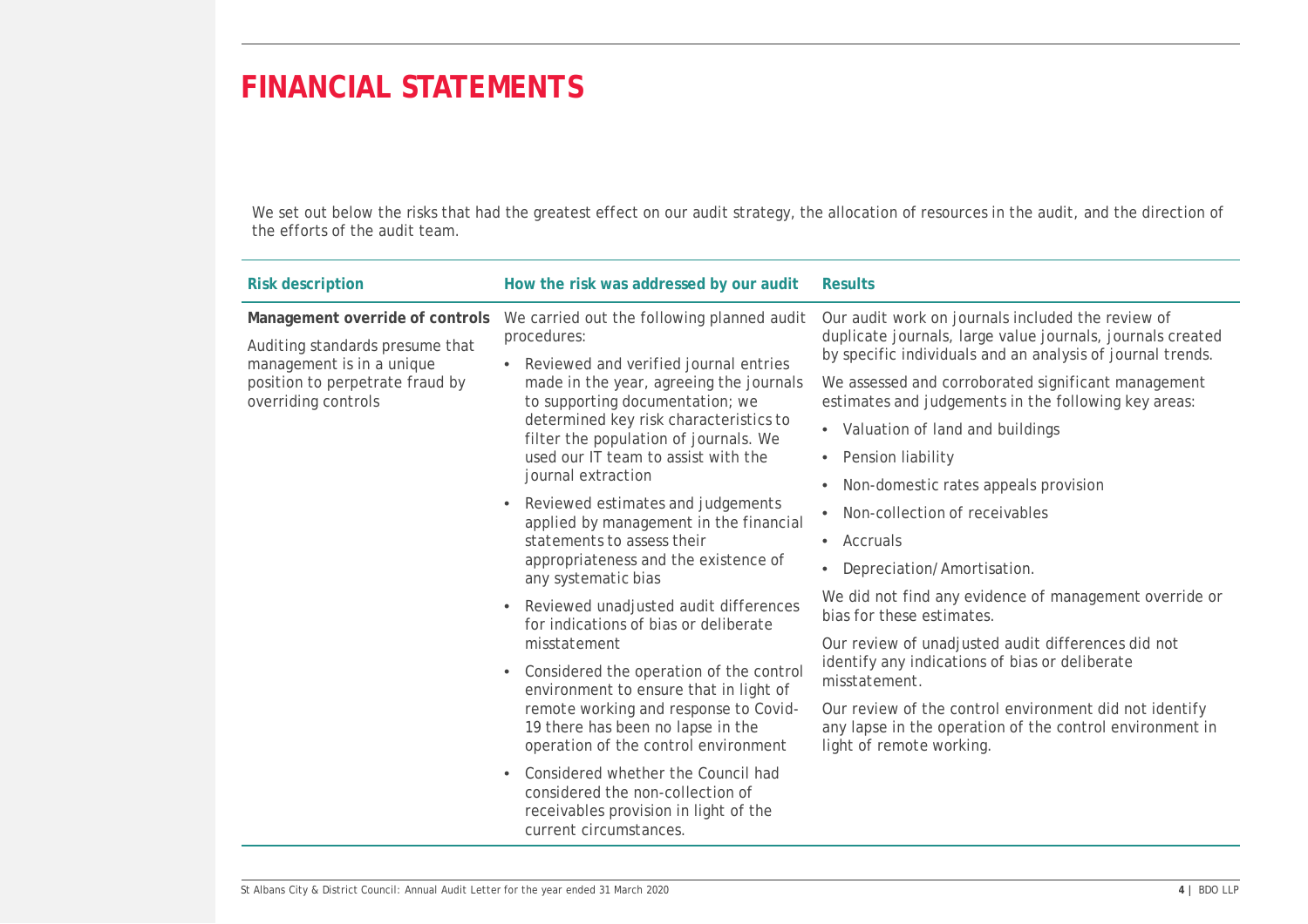# FINANCIAL STATEMENTS

We set out below the risks that had the greatest effect on our audit strategy, the allocation of resources in the audit, and the direction of the efforts of the audit team.

| Risk description | How the risk was addressed by our audit | Results |
|---|---|---|
| **Management override of controls**<br><br>Auditing standards presume that management is in a unique position to perpetrate fraud by overriding controls | We carried out the following planned audit procedures:<br><br>• Reviewed and verified journal entries made in the year, agreeing the journals to supporting documentation; we determined key risk characteristics to filter the population of journals. We used our IT team to assist with the journal extraction<br><br>• Reviewed estimates and judgements applied by management in the financial statements to assess their appropriateness and the existence of any systematic bias<br><br>• Reviewed unadjusted audit differences for indications of bias or deliberate misstatement<br><br>• Considered the operation of the control environment to ensure that in light of remote working and response to Covid-19 there has been no lapse in the operation of the control environment<br><br>• Considered whether the Council had considered the non-collection of receivables provision in light of the current circumstances. | Our audit work on journals included the review of duplicate journals, large value journals, journals created by specific individuals and an analysis of journal trends.<br><br>We assessed and corroborated significant management estimates and judgements in the following key areas:<br><br>• Valuation of land and buildings<br>• Pension liability<br>• Non-domestic rates appeals provision<br>• Non-collection of receivables<br>• Accruals<br>• Depreciation/Amortisation.<br><br>We did not find any evidence of management override or bias for these estimates.<br><br>Our review of unadjusted audit differences did not identify any indications of bias or deliberate misstatement.<br><br>Our review of the control environment did not identify any lapse in the operation of the control environment in light of remote working. |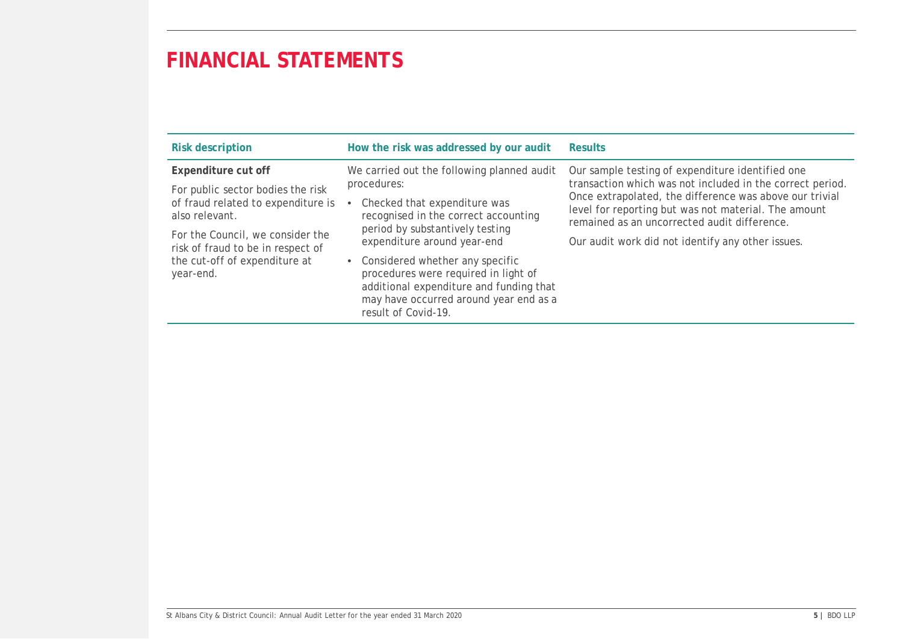# FINANCIAL STATEMENTS

| Risk description | How the risk was addressed by our audit | Results |
|---|---|---|
| **Expenditure cut off**<br><br>For public sector bodies the risk of fraud related to expenditure is also relevant.<br><br>For the Council, we consider the risk of fraud to be in respect of the cut-off of expenditure at year-end. | We carried out the following planned audit procedures:<br><br>• Checked that expenditure was recognised in the correct accounting period by substantively testing expenditure around year-end<br><br>• Considered whether any specific procedures were required in light of additional expenditure and funding that may have occurred around year end as a result of Covid-19. | Our sample testing of expenditure identified one transaction which was not included in the correct period. Once extrapolated, the difference was above our trivial level for reporting but was not material. The amount remained as an uncorrected audit difference.<br><br>Our audit work did not identify any other issues. |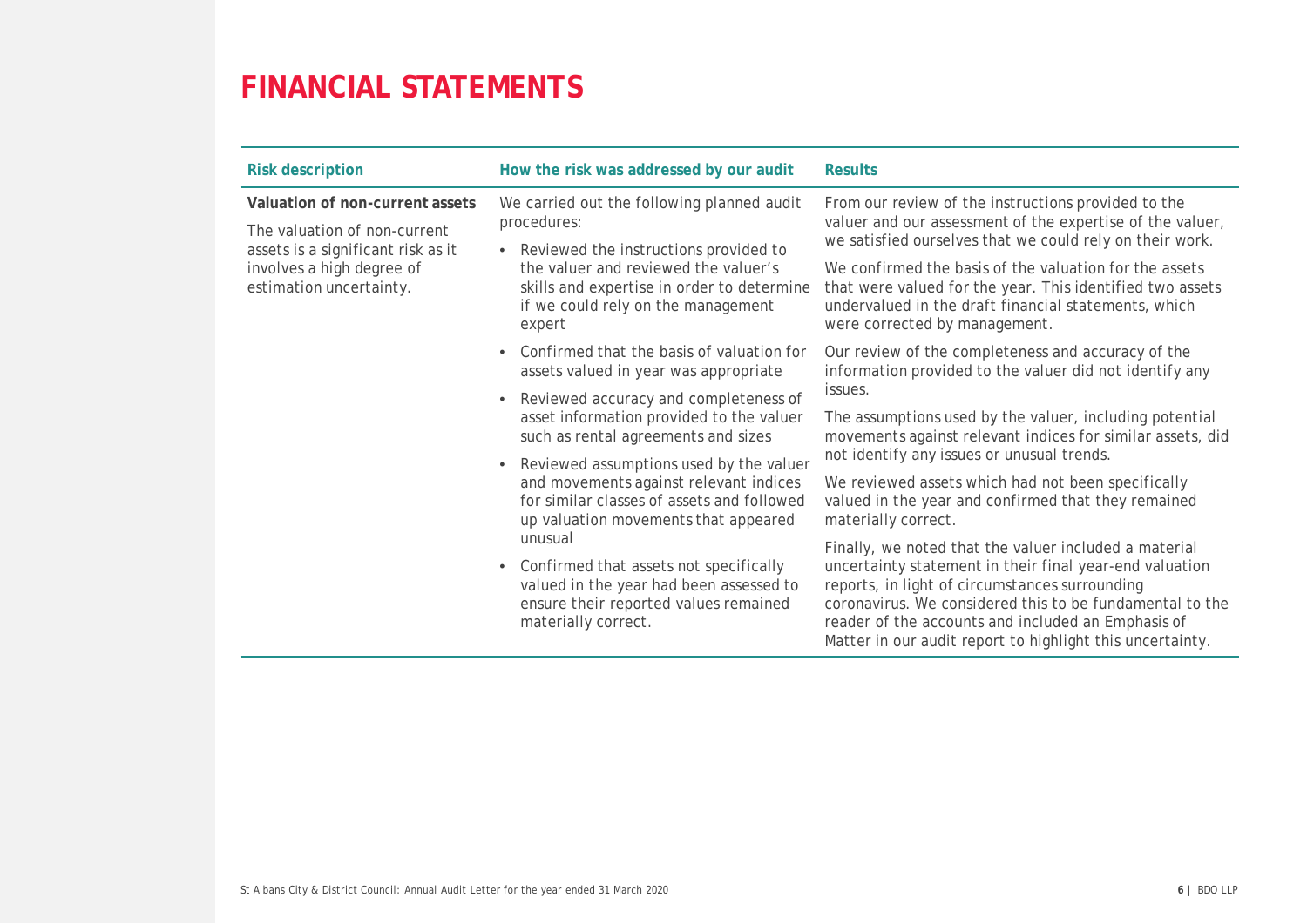# FINANCIAL STATEMENTS

| Risk description | How the risk was addressed by our audit | Results |
|---|---|---|
| **Valuation of non-current assets**<br><br>The valuation of non-current assets is a significant risk as it involves a high degree of estimation uncertainty. | We carried out the following planned audit procedures:<br><br>• Reviewed the instructions provided to the valuer and reviewed the valuer's skills and expertise in order to determine if we could rely on the management expert<br>• Confirmed that the basis of valuation for assets valued in year was appropriate<br>• Reviewed accuracy and completeness of asset information provided to the valuer such as rental agreements and sizes<br>• Reviewed assumptions used by the valuer and movements against relevant indices for similar classes of assets and followed up valuation movements that appeared unusual<br>• Confirmed that assets not specifically valued in the year had been assessed to ensure their reported values remained materially correct. | From our review of the instructions provided to the valuer and our assessment of the expertise of the valuer, we satisfied ourselves that we could rely on their work.<br><br>We confirmed the basis of the valuation for the assets that were valued for the year. This identified two assets undervalued in the draft financial statements, which were corrected by management.<br><br>Our review of the completeness and accuracy of the information provided to the valuer did not identify any issues.<br><br>The assumptions used by the valuer, including potential movements against relevant indices for similar assets, did not identify any issues or unusual trends.<br><br>We reviewed assets which had not been specifically valued in the year and confirmed that they remained materially correct.<br><br>Finally, we noted that the valuer included a material uncertainty statement in their final year-end valuation reports, in light of circumstances surrounding coronavirus. We considered this to be fundamental to the reader of the accounts and included an Emphasis of Matter in our audit report to highlight this uncertainty. |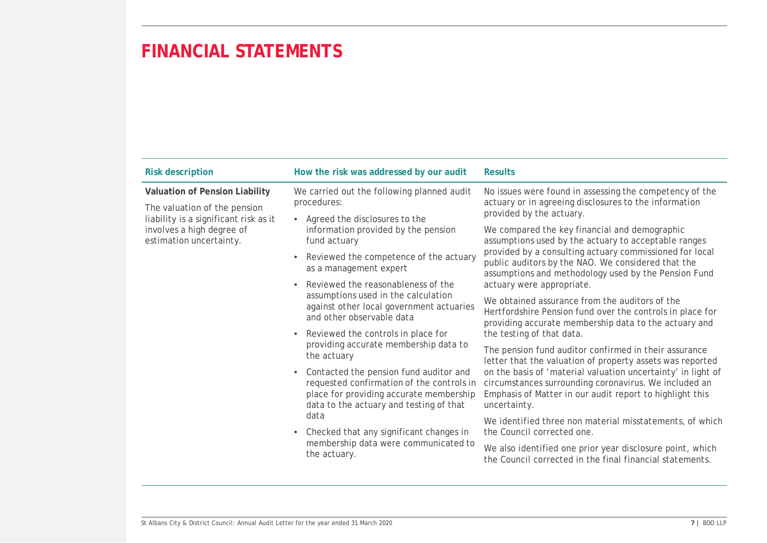# FINANCIAL STATEMENTS

| Risk description | How the risk was addressed by our audit | Results |
| --- | --- | --- |
| **Valuation of Pension Liability**<br><br>The valuation of the pension liability is a significant risk as it involves a high degree of estimation uncertainty. | We carried out the following planned audit procedures:<br><br>• Agreed the disclosures to the information provided by the pension fund actuary<br>• Reviewed the competence of the actuary as a management expert<br>• Reviewed the reasonableness of the assumptions used in the calculation against other local government actuaries and other observable data<br>• Reviewed the controls in place for providing accurate membership data to the actuary<br>• Contacted the pension fund auditor and requested confirmation of the controls in place for providing accurate membership data to the actuary and testing of that data<br>• Checked that any significant changes in membership data were communicated to the actuary. | No issues were found in assessing the competency of the actuary or in agreeing disclosures to the information provided by the actuary.<br><br>We compared the key financial and demographic assumptions used by the actuary to acceptable ranges provided by a consulting actuary commissioned for local public auditors by the NAO. We considered that the assumptions and methodology used by the Pension Fund actuary were appropriate.<br><br>We obtained assurance from the auditors of the Hertfordshire Pension fund over the controls in place for providing accurate membership data to the actuary and the testing of that data.<br><br>The pension fund auditor confirmed in their assurance letter that the valuation of property assets was reported on the basis of 'material valuation uncertainty' in light of circumstances surrounding coronavirus. We included an Emphasis of Matter in our audit report to highlight this uncertainty.<br><br>We identified three non material misstatements, of which the Council corrected one.<br><br>We also identified one prior year disclosure point, which the Council corrected in the final financial statements. |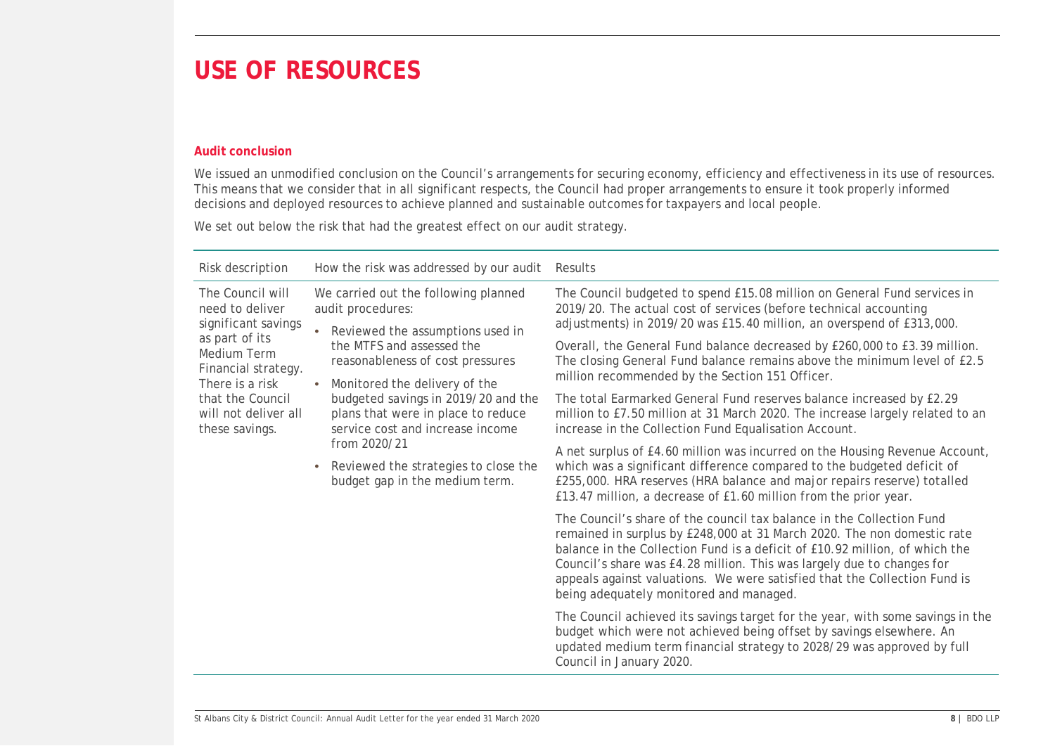# USE OF RESOURCES

**Audit conclusion**

We issued an unmodified conclusion on the Council's arrangements for securing economy, efficiency and effectiveness in its use of resources. This means that we consider that in all significant respects, the Council had proper arrangements to ensure it took properly informed decisions and deployed resources to achieve planned and sustainable outcomes for taxpayers and local people.

We set out below the risk that had the greatest effect on our audit strategy.

| Risk description | How the risk was addressed by our audit | Results |
|---|---|---|
| The Council will need to deliver significant savings as part of its Medium Term Financial strategy. There is a risk that the Council will not deliver all these savings. | We carried out the following planned audit procedures:<br>• Reviewed the assumptions used in the MTFS and assessed the reasonableness of cost pressures<br>• Monitored the delivery of the budgeted savings in 2019/20 and the plans that were in place to reduce service cost and increase income from 2020/21<br>• Reviewed the strategies to close the budget gap in the medium term. | The Council budgeted to spend £15.08 million on General Fund services in 2019/20. The actual cost of services (before technical accounting adjustments) in 2019/20 was £15.40 million, an overspend of £313,000.<br><br>Overall, the General Fund balance decreased by £260,000 to £3.39 million. The closing General Fund balance remains above the minimum level of £2.5 million recommended by the Section 151 Officer.<br><br>The total Earmarked General Fund reserves balance increased by £2.29 million to £7.50 million at 31 March 2020. The increase largely related to an increase in the Collection Fund Equalisation Account.<br><br>A net surplus of £4.60 million was incurred on the Housing Revenue Account, which was a significant difference compared to the budgeted deficit of £255,000. HRA reserves (HRA balance and major repairs reserve) totalled £13.47 million, a decrease of £1.60 million from the prior year.<br><br>The Council's share of the council tax balance in the Collection Fund remained in surplus by £248,000 at 31 March 2020. The non domestic rate balance in the Collection Fund is a deficit of £10.92 million, of which the Council's share was £4.28 million. This was largely due to changes for appeals against valuations. We were satisfied that the Collection Fund is being adequately monitored and managed.<br><br>The Council achieved its savings target for the year, with some savings in the budget which were not achieved being offset by savings elsewhere. An updated medium term financial strategy to 2028/29 was approved by full Council in January 2020. |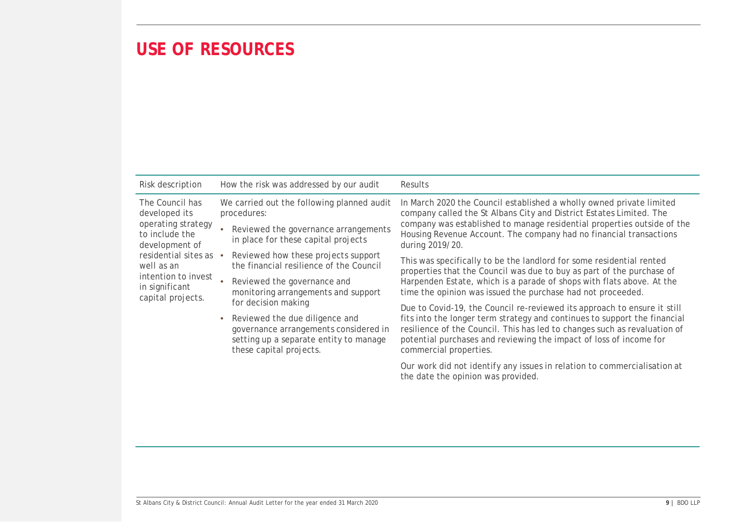# USE OF RESOURCES

| Risk description | How the risk was addressed by our audit | Results |
| --- | --- | --- |
| The Council has developed its operating strategy to include the development of residential sites as well as an intention to invest in significant capital projects. | We carried out the following planned audit procedures:<br>• Reviewed the governance arrangements in place for these capital projects<br>• Reviewed how these projects support the financial resilience of the Council<br>• Reviewed the governance and monitoring arrangements and support for decision making<br>• Reviewed the due diligence and governance arrangements considered in setting up a separate entity to manage these capital projects. | In March 2020 the Council established a wholly owned private limited company called the St Albans City and District Estates Limited. The company was established to manage residential properties outside of the Housing Revenue Account. The company had no financial transactions during 2019/20.<br><br>This was specifically to be the landlord for some residential rented properties that the Council was due to buy as part of the purchase of Harpenden Estate, which is a parade of shops with flats above. At the time the opinion was issued the purchase had not proceeded.<br><br>Due to Covid-19, the Council re-reviewed its approach to ensure it still fits into the longer term strategy and continues to support the financial resilience of the Council. This has led to changes such as revaluation of potential purchases and reviewing the impact of loss of income for commercial properties.<br><br>Our work did not identify any issues in relation to commercialisation at the date the opinion was provided. |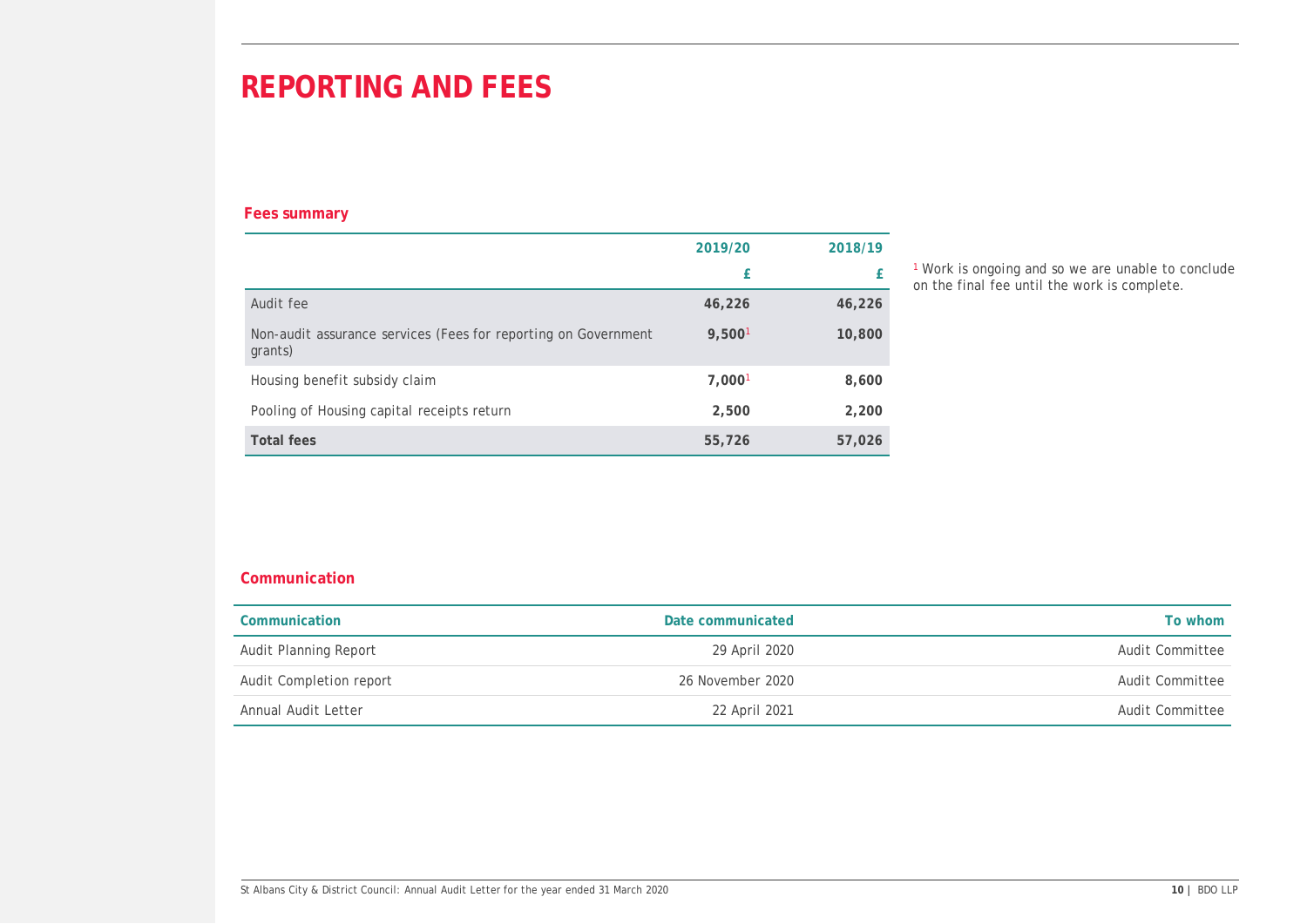# REPORTING AND FEES

### Fees summary

| | 2019/20 | 2018/19 |
|---|---|---|
| | £ | £ |
| Audit fee | 46,226 | 46,226 |
| Non-audit assurance services (Fees for reporting on Government grants) | 9,500[1] | 10,800 |
| Housing benefit subsidy claim | 7,000[1] | 8,600 |
| Pooling of Housing capital receipts return | 2,500 | 2,200 |
| **Total fees** | 55,726 | 57,026 |

[1] Work is ongoing and so we are unable to conclude on the final fee until the work is complete.

### Communication

| Communication | Date communicated | To whom |
|---|---|---|
| Audit Planning Report | 29 April 2020 | Audit Committee |
| Audit Completion report | 26 November 2020 | Audit Committee |
| Annual Audit Letter | 22 April 2021 | Audit Committee |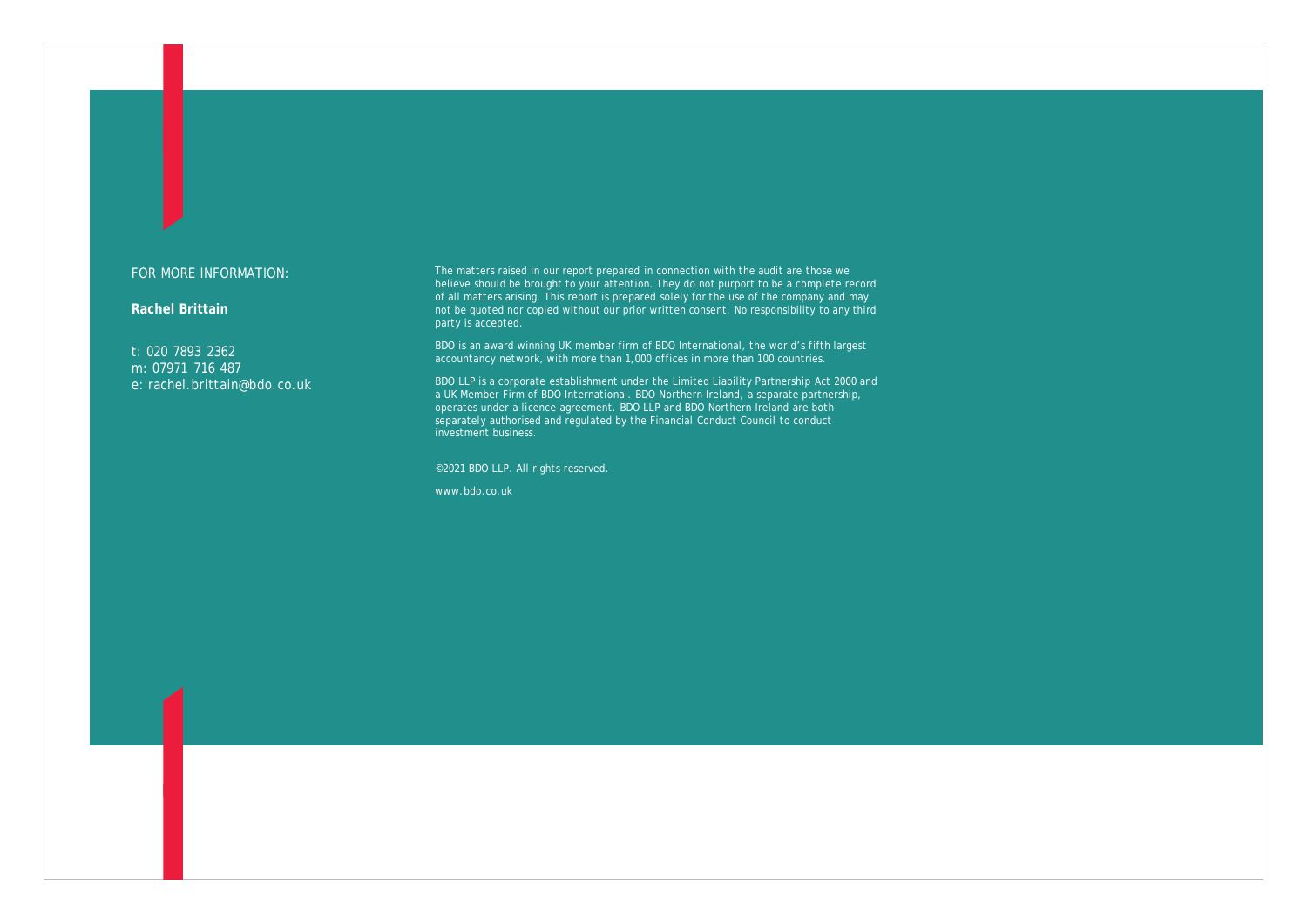FOR MORE INFORMATION:

**Rachel Brittain**

t: 020 7893 2362
m: 07971 716 487
e: rachel.brittain@bdo.co.uk

The matters raised in our report prepared in connection with the audit are those we believe should be brought to your attention. They do not purport to be a complete record of all matters arising. This report is prepared solely for the use of the company and may not be quoted nor copied without our prior written consent. No responsibility to any third party is accepted.

BDO is an award winning UK member firm of BDO International, the world's fifth largest accountancy network, with more than 1,000 offices in more than 100 countries.

BDO LLP is a corporate establishment under the Limited Liability Partnership Act 2000 and a UK Member Firm of BDO International. BDO Northern Ireland, a separate partnership, operates under a licence agreement. BDO LLP and BDO Northern Ireland are both separately authorised and regulated by the Financial Conduct Council to conduct investment business.

©2021 BDO LLP. All rights reserved.

www.bdo.co.uk